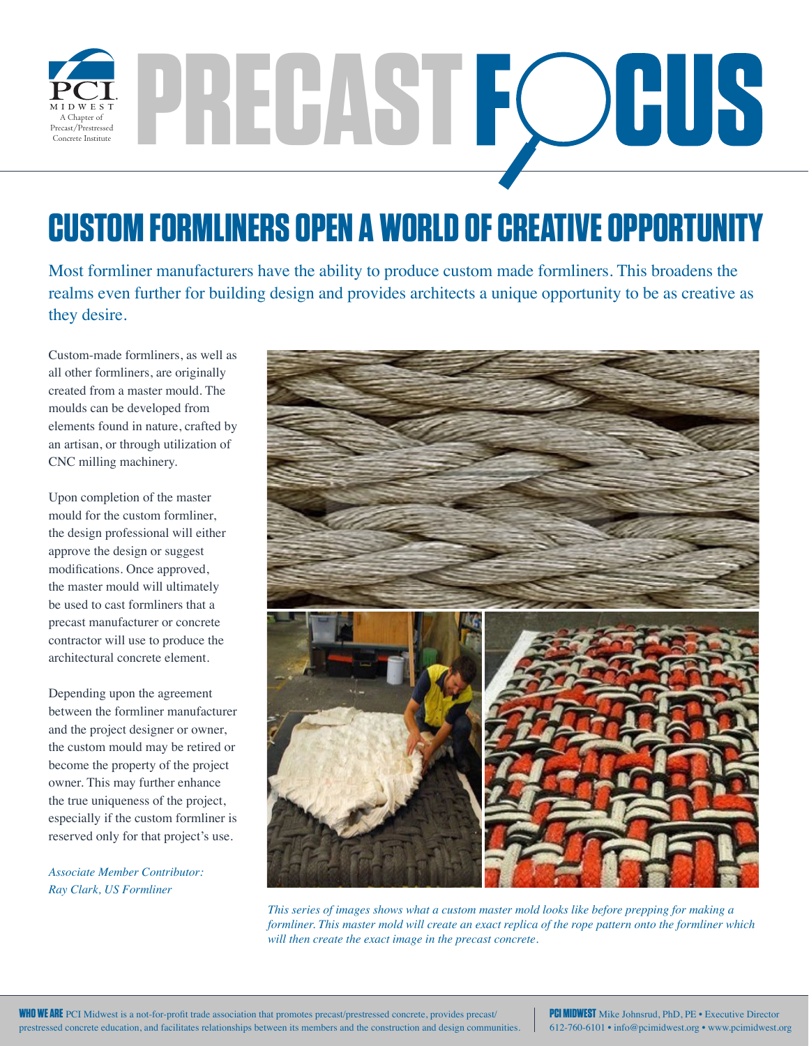# PRECAST FOCUS

## CUSTOM FORMLINERS OPEN A WORLD OF CREATIVE OPPORTUNITY

Most formliner manufacturers have the ability to produce custom made formliners. This broadens the realms even further for building design and provides architects a unique opportunity to be as creative as they desire.

Custom-made formliners, as well as all other formliners, are originally created from a master mould. The moulds can be developed from elements found in nature, crafted by an artisan, or through utilization of CNC milling machinery.

Upon completion of the master mould for the custom formliner, the design professional will either approve the design or suggest modifications. Once approved, the master mould will ultimately be used to cast formliners that a precast manufacturer or concrete contractor will use to produce the architectural concrete element.

Depending upon the agreement between the formliner manufacturer and the project designer or owner, the custom mould may be retired or become the property of the project owner. This may further enhance the true uniqueness of the project, especially if the custom formliner is reserved only for that project's use.

*Associate Member Contributor: Ray Clark, US Formliner*

*This series of images shows what a custom master mold looks like before prepping for making a formliner. This master mold will create an exact replica of the rope pattern onto the formliner which will then create the exact image in the precast concrete.*

**WHO WE ARE** PCI Midwest is a not-for-profit trade association that promotes precast/prestressed concrete, provides precast/prestressed concrete education, and facilitates relationships between its members and the construction and design communities.

**PCI MIDWEST** Mike Johnsrud, PhD, PE • Executive Director
612-760-6101 • info@pcimidwest.org • www.pcimidwest.org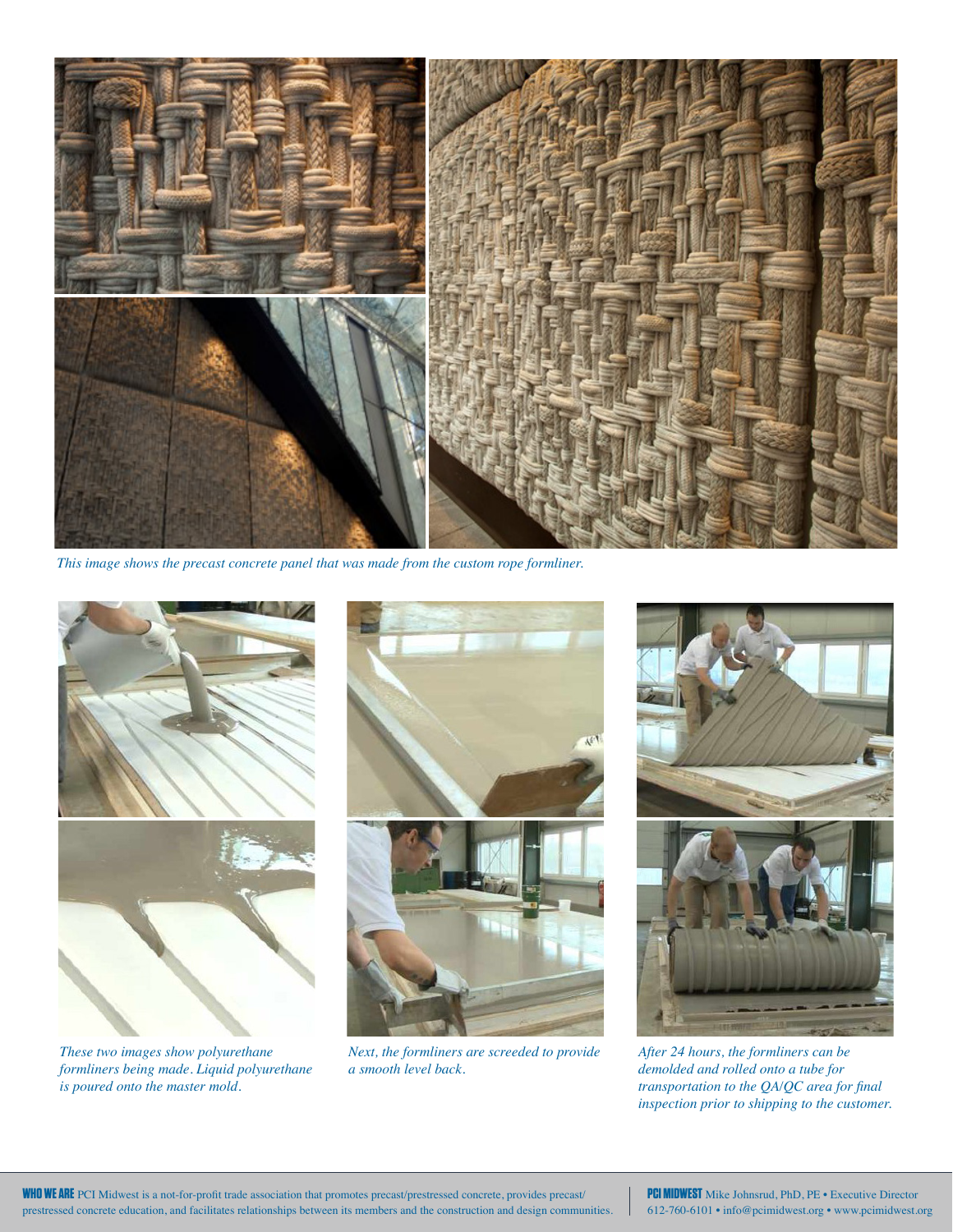*This image shows the precast concrete panel that was made from the custom rope formliner.*

*These two images show polyurethane formliners being made. Liquid polyurethane is poured onto the master mold.*

*Next, the formliners are screeded to provide a smooth level back.*

*After 24 hours, the formliners can be demolded and rolled onto a tube for transportation to the QA/QC area for final inspection prior to shipping to the customer.*

**WHO WE ARE** PCI Midwest is a not-for-profit trade association that promotes precast/prestressed concrete, provides precast/prestressed concrete education, and facilitates relationships between its members and the construction and design communities.

**PCI MIDWEST** Mike Johnsrud, PhD, PE • Executive Director
612-760-6101 • info@pcimidwest.org • www.pcimidwest.org